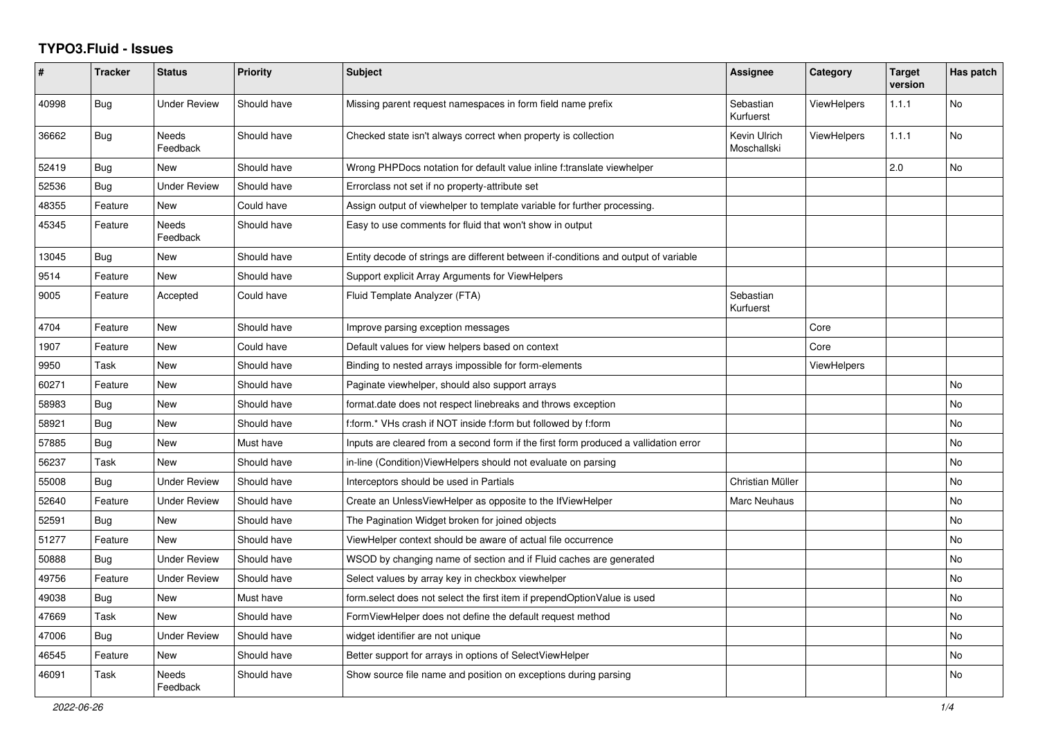## TYPO3.Fluid - Issues

| # | Tracker | Status | Priority | Subject | Assignee | Category | Target version | Has patch |
|---|---|---|---|---|---|---|---|---|
| 40998 | Bug | Under Review | Should have | Missing parent request namespaces in form field name prefix | Sebastian Kurfuerst | ViewHelpers | 1.1.1 | No |
| 36662 | Bug | Needs Feedback | Should have | Checked state isn't always correct when property is collection | Kevin Ulrich Moschallski | ViewHelpers | 1.1.1 | No |
| 52419 | Bug | New | Should have | Wrong PHPDocs notation for default value inline f:translate viewhelper | | | 2.0 | No |
| 52536 | Bug | Under Review | Should have | Errorclass not set if no property-attribute set | | | | |
| 48355 | Feature | New | Could have | Assign output of viewhelper to template variable for further processing. | | | | |
| 45345 | Feature | Needs Feedback | Should have | Easy to use comments for fluid that won't show in output | | | | |
| 13045 | Bug | New | Should have | Entity decode of strings are different between if-conditions and output of variable | | | | |
| 9514 | Feature | New | Should have | Support explicit Array Arguments for ViewHelpers | | | | |
| 9005 | Feature | Accepted | Could have | Fluid Template Analyzer (FTA) | Sebastian Kurfuerst | | | |
| 4704 | Feature | New | Should have | Improve parsing exception messages | | Core | | |
| 1907 | Feature | New | Could have | Default values for view helpers based on context | | Core | | |
| 9950 | Task | New | Should have | Binding to nested arrays impossible for form-elements | | ViewHelpers | | |
| 60271 | Feature | New | Should have | Paginate viewhelper, should also support arrays | | | | No |
| 58983 | Bug | New | Should have | format.date does not respect linebreaks and throws exception | | | | No |
| 58921 | Bug | New | Should have | f:form.* VHs crash if NOT inside f:form but followed by f:form | | | | No |
| 57885 | Bug | New | Must have | Inputs are cleared from a second form if the first form produced a vallidation error | | | | No |
| 56237 | Task | New | Should have | in-line (Condition)ViewHelpers should not evaluate on parsing | | | | No |
| 55008 | Bug | Under Review | Should have | Interceptors should be used in Partials | Christian Müller | | | No |
| 52640 | Feature | Under Review | Should have | Create an UnlessViewHelper as opposite to the IfViewHelper | Marc Neuhaus | | | No |
| 52591 | Bug | New | Should have | The Pagination Widget broken for joined objects | | | | No |
| 51277 | Feature | New | Should have | ViewHelper context should be aware of actual file occurrence | | | | No |
| 50888 | Bug | Under Review | Should have | WSOD by changing name of section and if Fluid caches are generated | | | | No |
| 49756 | Feature | Under Review | Should have | Select values by array key in checkbox viewhelper | | | | No |
| 49038 | Bug | New | Must have | form.select does not select the first item if prependOptionValue is used | | | | No |
| 47669 | Task | New | Should have | FormViewHelper does not define the default request method | | | | No |
| 47006 | Bug | Under Review | Should have | widget identifier are not unique | | | | No |
| 46545 | Feature | New | Should have | Better support for arrays in options of SelectViewHelper | | | | No |
| 46091 | Task | Needs Feedback | Should have | Show source file name and position on exceptions during parsing | | | | No |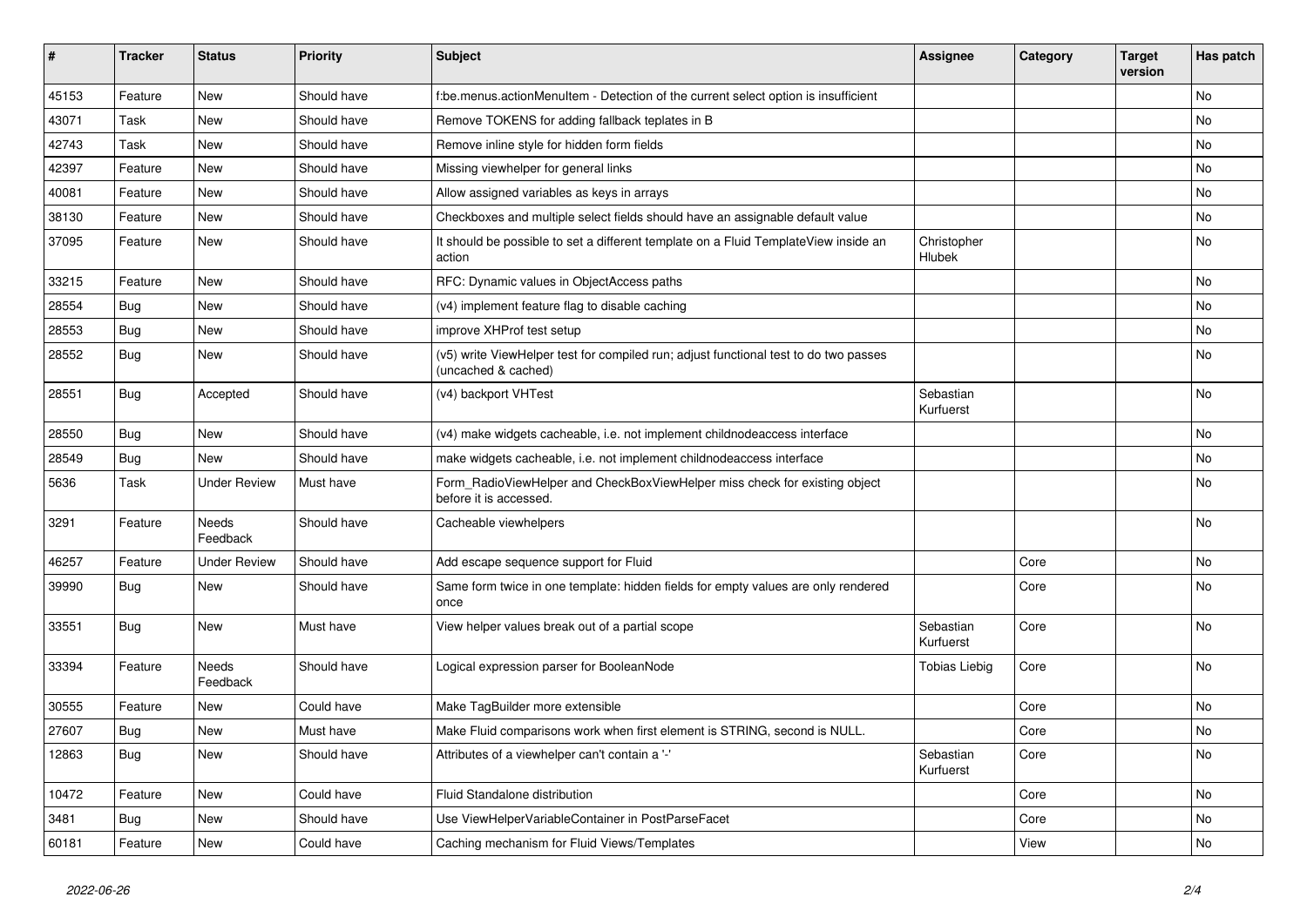| # | Tracker | Status | Priority | Subject | Assignee | Category | Target version | Has patch |
|---|---|---|---|---|---|---|---|---|
| 45153 | Feature | New | Should have | f:be.menus.actionMenuItem - Detection of the current select option is insufficient | | | | No |
| 43071 | Task | New | Should have | Remove TOKENS for adding fallback teplates in B | | | | No |
| 42743 | Task | New | Should have | Remove inline style for hidden form fields | | | | No |
| 42397 | Feature | New | Should have | Missing viewhelper for general links | | | | No |
| 40081 | Feature | New | Should have | Allow assigned variables as keys in arrays | | | | No |
| 38130 | Feature | New | Should have | Checkboxes and multiple select fields should have an assignable default value | | | | No |
| 37095 | Feature | New | Should have | It should be possible to set a different template on a Fluid TemplateView inside an action | Christopher Hlubek | | | No |
| 33215 | Feature | New | Should have | RFC: Dynamic values in ObjectAccess paths | | | | No |
| 28554 | Bug | New | Should have | (v4) implement feature flag to disable caching | | | | No |
| 28553 | Bug | New | Should have | improve XHProf test setup | | | | No |
| 28552 | Bug | New | Should have | (v5) write ViewHelper test for compiled run; adjust functional test to do two passes (uncached & cached) | | | | No |
| 28551 | Bug | Accepted | Should have | (v4) backport VHTest | Sebastian Kurfuerst | | | No |
| 28550 | Bug | New | Should have | (v4) make widgets cacheable, i.e. not implement childnodeaccess interface | | | | No |
| 28549 | Bug | New | Should have | make widgets cacheable, i.e. not implement childnodeaccess interface | | | | No |
| 5636 | Task | Under Review | Must have | Form_RadioViewHelper and CheckBoxViewHelper miss check for existing object before it is accessed. | | | | No |
| 3291 | Feature | Needs Feedback | Should have | Cacheable viewhelpers | | | | No |
| 46257 | Feature | Under Review | Should have | Add escape sequence support for Fluid | | Core | | No |
| 39990 | Bug | New | Should have | Same form twice in one template: hidden fields for empty values are only rendered once | | Core | | No |
| 33551 | Bug | New | Must have | View helper values break out of a partial scope | Sebastian Kurfuerst | Core | | No |
| 33394 | Feature | Needs Feedback | Should have | Logical expression parser for BooleanNode | Tobias Liebig | Core | | No |
| 30555 | Feature | New | Could have | Make TagBuilder more extensible | | Core | | No |
| 27607 | Bug | New | Must have | Make Fluid comparisons work when first element is STRING, second is NULL. | | Core | | No |
| 12863 | Bug | New | Should have | Attributes of a viewhelper can't contain a '-' | Sebastian Kurfuerst | Core | | No |
| 10472 | Feature | New | Could have | Fluid Standalone distribution | | Core | | No |
| 3481 | Bug | New | Should have | Use ViewHelperVariableContainer in PostParseFacet | | Core | | No |
| 60181 | Feature | New | Could have | Caching mechanism for Fluid Views/Templates | | View | | No |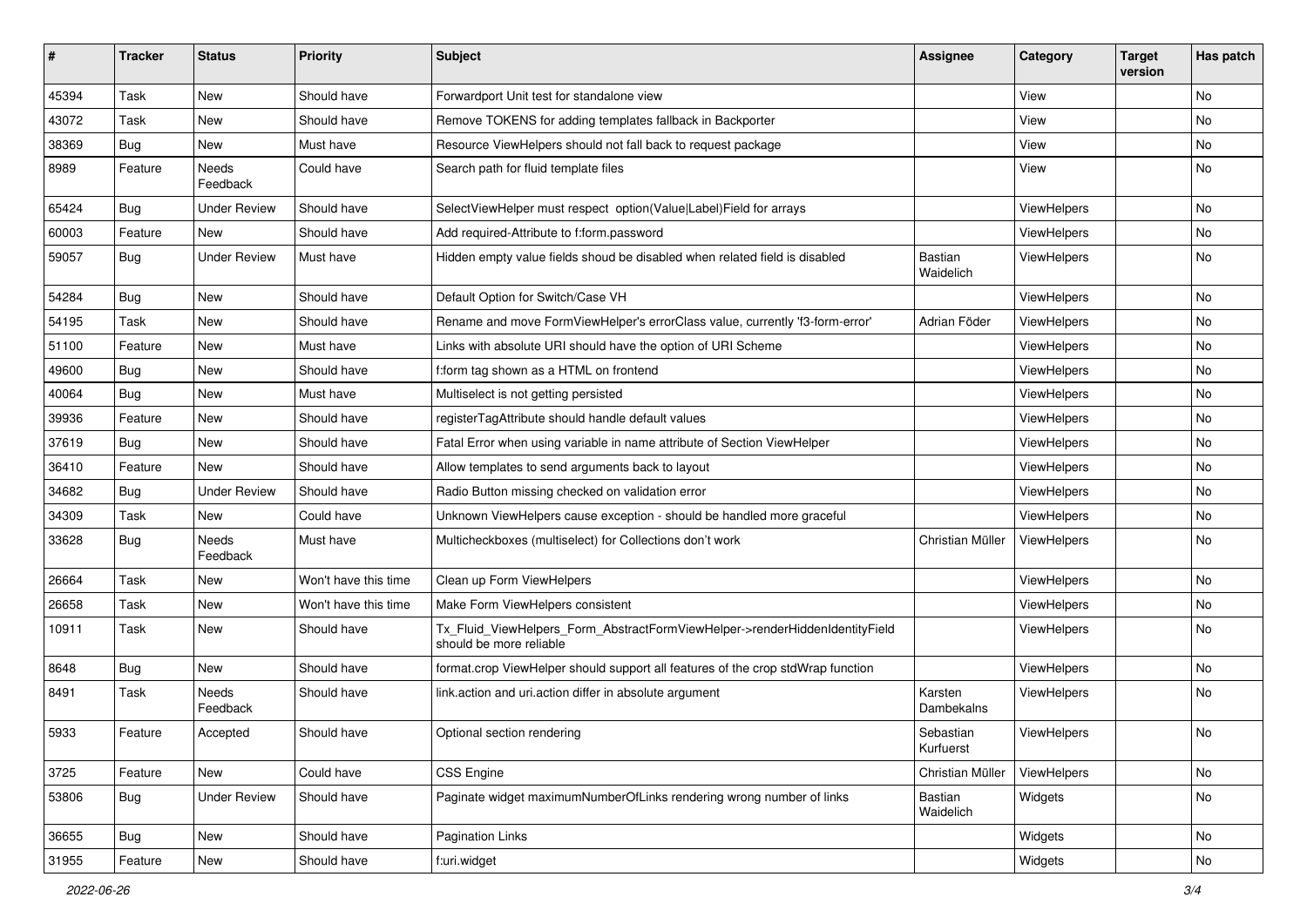| # | Tracker | Status | Priority | Subject | Assignee | Category | Target version | Has patch |
|---|---|---|---|---|---|---|---|---|
| 45394 | Task | New | Should have | Forwardport Unit test for standalone view | | View | | No |
| 43072 | Task | New | Should have | Remove TOKENS for adding templates fallback in Backporter | | View | | No |
| 38369 | Bug | New | Must have | Resource ViewHelpers should not fall back to request package | | View | | No |
| 8989 | Feature | Needs Feedback | Could have | Search path for fluid template files | | View | | No |
| 65424 | Bug | Under Review | Should have | SelectViewHelper must respect option(Value\|Label)Field for arrays | | ViewHelpers | | No |
| 60003 | Feature | New | Should have | Add required-Attribute to f:form.password | | ViewHelpers | | No |
| 59057 | Bug | Under Review | Must have | Hidden empty value fields shoud be disabled when related field is disabled | Bastian Waidelich | ViewHelpers | | No |
| 54284 | Bug | New | Should have | Default Option for Switch/Case VH | | ViewHelpers | | No |
| 54195 | Task | New | Should have | Rename and move FormViewHelper's errorClass value, currently 'f3-form-error' | Adrian Föder | ViewHelpers | | No |
| 51100 | Feature | New | Must have | Links with absolute URI should have the option of URI Scheme | | ViewHelpers | | No |
| 49600 | Bug | New | Should have | f:form tag shown as a HTML on frontend | | ViewHelpers | | No |
| 40064 | Bug | New | Must have | Multiselect is not getting persisted | | ViewHelpers | | No |
| 39936 | Feature | New | Should have | registerTagAttribute should handle default values | | ViewHelpers | | No |
| 37619 | Bug | New | Should have | Fatal Error when using variable in name attribute of Section ViewHelper | | ViewHelpers | | No |
| 36410 | Feature | New | Should have | Allow templates to send arguments back to layout | | ViewHelpers | | No |
| 34682 | Bug | Under Review | Should have | Radio Button missing checked on validation error | | ViewHelpers | | No |
| 34309 | Task | New | Could have | Unknown ViewHelpers cause exception - should be handled more graceful | | ViewHelpers | | No |
| 33628 | Bug | Needs Feedback | Must have | Multicheckboxes (multiselect) for Collections don't work | Christian Müller | ViewHelpers | | No |
| 26664 | Task | New | Won't have this time | Clean up Form ViewHelpers | | ViewHelpers | | No |
| 26658 | Task | New | Won't have this time | Make Form ViewHelpers consistent | | ViewHelpers | | No |
| 10911 | Task | New | Should have | Tx_Fluid_ViewHelpers_Form_AbstractFormViewHelper->renderHiddenIdentityField should be more reliable | | ViewHelpers | | No |
| 8648 | Bug | New | Should have | format.crop ViewHelper should support all features of the crop stdWrap function | | ViewHelpers | | No |
| 8491 | Task | Needs Feedback | Should have | link.action and uri.action differ in absolute argument | Karsten Dambekalns | ViewHelpers | | No |
| 5933 | Feature | Accepted | Should have | Optional section rendering | Sebastian Kurfuerst | ViewHelpers | | No |
| 3725 | Feature | New | Could have | CSS Engine | Christian Müller | ViewHelpers | | No |
| 53806 | Bug | Under Review | Should have | Paginate widget maximumNumberOfLinks rendering wrong number of links | Bastian Waidelich | Widgets | | No |
| 36655 | Bug | New | Should have | Pagination Links | | Widgets | | No |
| 31955 | Feature | New | Should have | f:uri.widget | | Widgets | | No |

2022-06-26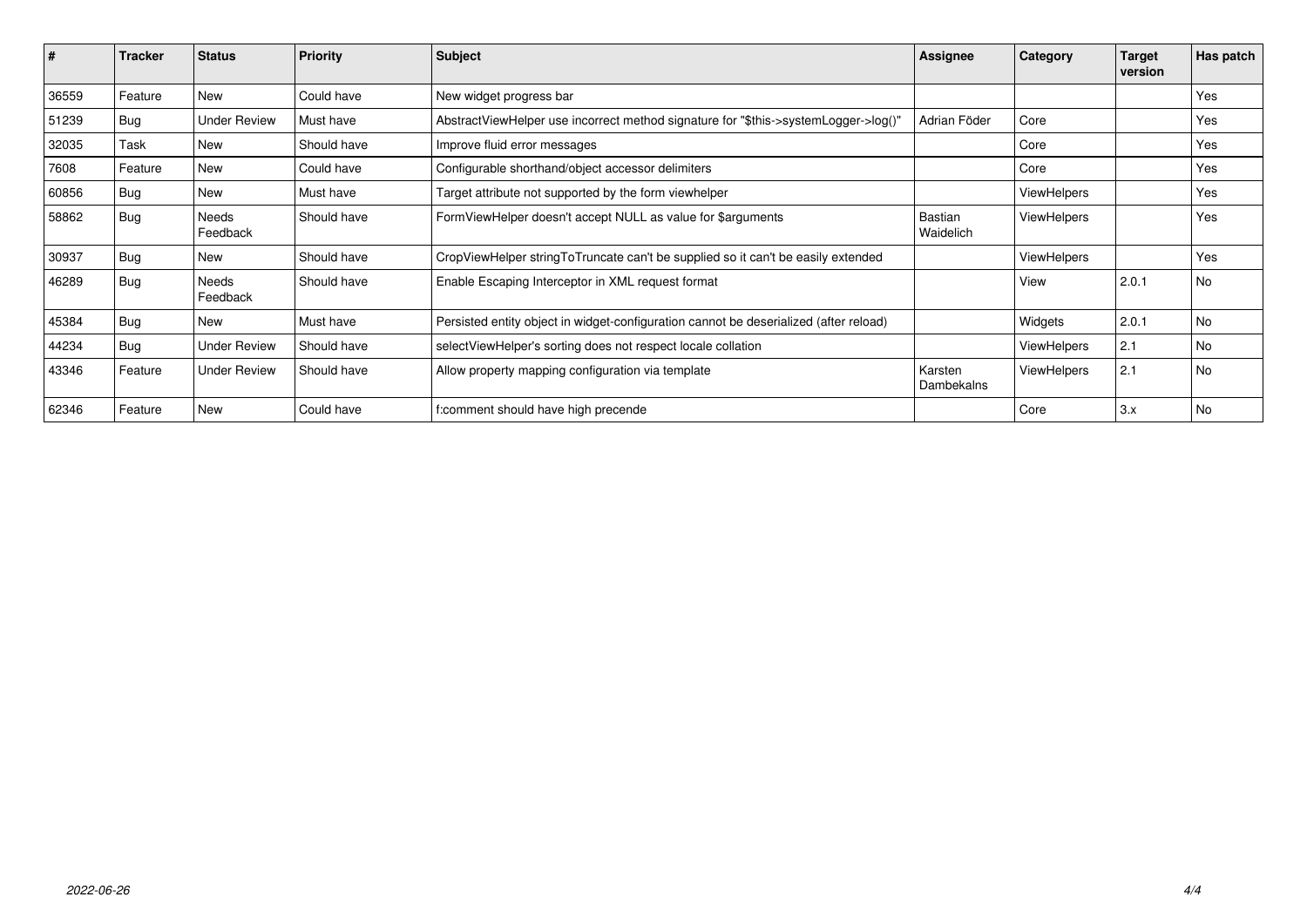| # | Tracker | Status | Priority | Subject | Assignee | Category | Target version | Has patch |
|---|---|---|---|---|---|---|---|---|
| 36559 | Feature | New | Could have | New widget progress bar | | | | Yes |
| 51239 | Bug | Under Review | Must have | AbstractViewHelper use incorrect method signature for "$this->systemLogger->log()" | Adrian Föder | Core | | Yes |
| 32035 | Task | New | Should have | Improve fluid error messages | | Core | | Yes |
| 7608 | Feature | New | Could have | Configurable shorthand/object accessor delimiters | | Core | | Yes |
| 60856 | Bug | New | Must have | Target attribute not supported by the form viewhelper | | ViewHelpers | | Yes |
| 58862 | Bug | Needs Feedback | Should have | FormViewHelper doesn't accept NULL as value for $arguments | Bastian Waidelich | ViewHelpers | | Yes |
| 30937 | Bug | New | Should have | CropViewHelper stringToTruncate can't be supplied so it can't be easily extended | | ViewHelpers | | Yes |
| 46289 | Bug | Needs Feedback | Should have | Enable Escaping Interceptor in XML request format | | View | 2.0.1 | No |
| 45384 | Bug | New | Must have | Persisted entity object in widget-configuration cannot be deserialized (after reload) | | Widgets | 2.0.1 | No |
| 44234 | Bug | Under Review | Should have | selectViewHelper's sorting does not respect locale collation | | ViewHelpers | 2.1 | No |
| 43346 | Feature | Under Review | Should have | Allow property mapping configuration via template | Karsten Dambekalns | ViewHelpers | 2.1 | No |
| 62346 | Feature | New | Could have | f:comment should have high precende | | Core | 3.x | No |

2022-06-26